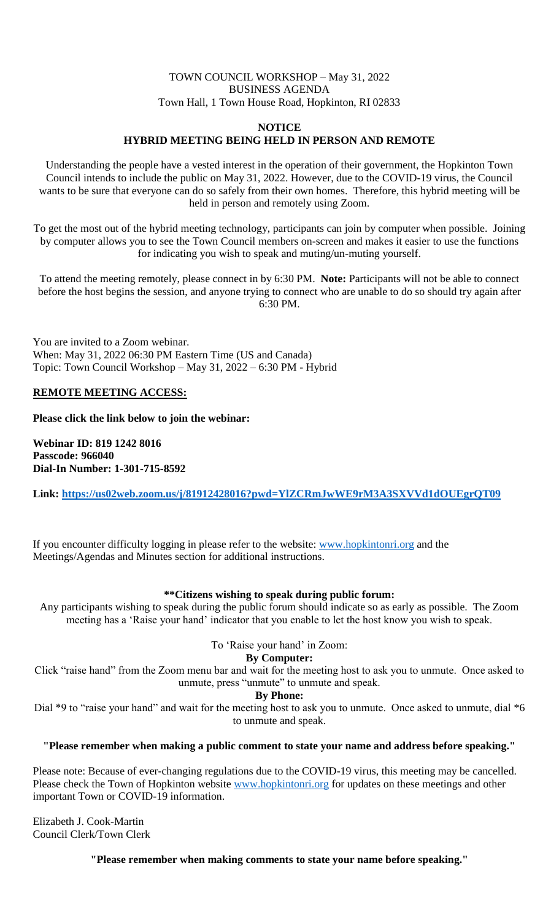TOWN COUNCIL WORKSHOP – May 31, 2022
BUSINESS AGENDA
Town Hall, 1 Town House Road, Hopkinton, RI 02833

## NOTICE
## HYBRID MEETING BEING HELD IN PERSON AND REMOTE

Understanding the people have a vested interest in the operation of their government, the Hopkinton Town Council intends to include the public on May 31, 2022. However, due to the COVID-19 virus, the Council wants to be sure that everyone can do so safely from their own homes. Therefore, this hybrid meeting will be held in person and remotely using Zoom.

To get the most out of the hybrid meeting technology, participants can join by computer when possible. Joining by computer allows you to see the Town Council members on-screen and makes it easier to use the functions for indicating you wish to speak and muting/un-muting yourself.

To attend the meeting remotely, please connect in by 6:30 PM. **Note:** Participants will not be able to connect before the host begins the session, and anyone trying to connect who are unable to do so should try again after 6:30 PM.

You are invited to a Zoom webinar.
When: May 31, 2022 06:30 PM Eastern Time (US and Canada)
Topic: Town Council Workshop – May 31, 2022 – 6:30 PM - Hybrid

**REMOTE MEETING ACCESS:**

**Please click the link below to join the webinar:**

**Webinar ID: 819 1242 8016**
**Passcode: 966040**
**Dial-In Number: 1-301-715-8592**

**Link: https://us02web.zoom.us/j/81912428016?pwd=YlZCRmJwWE9rM3A3SXVVd1dOUEgrQT09**

If you encounter difficulty logging in please refer to the website: www.hopkintonri.org and the Meetings/Agendas and Minutes section for additional instructions.

**\*\*Citizens wishing to speak during public forum:**

Any participants wishing to speak during the public forum should indicate so as early as possible. The Zoom meeting has a 'Raise your hand' indicator that you enable to let the host know you wish to speak.

To 'Raise your hand' in Zoom:

**By Computer:**

Click "raise hand" from the Zoom menu bar and wait for the meeting host to ask you to unmute. Once asked to unmute, press "unmute" to unmute and speak.

**By Phone:**

Dial *9 to "raise your hand" and wait for the meeting host to ask you to unmute. Once asked to unmute, dial *6 to unmute and speak.

**"Please remember when making a public comment to state your name and address before speaking."**

Please note: Because of ever-changing regulations due to the COVID-19 virus, this meeting may be cancelled. Please check the Town of Hopkinton website www.hopkintonri.org for updates on these meetings and other important Town or COVID-19 information.

Elizabeth J. Cook-Martin
Council Clerk/Town Clerk

**"Please remember when making comments to state your name before speaking."**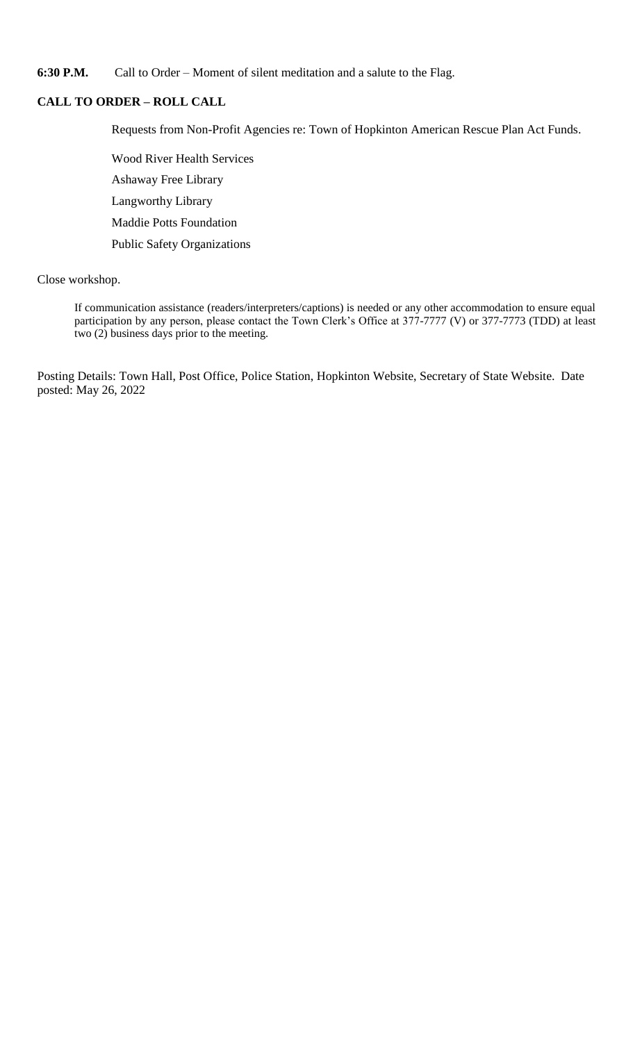**6:30 P.M.** Call to Order – Moment of silent meditation and a salute to the Flag.

**CALL TO ORDER – ROLL CALL**

Requests from Non-Profit Agencies re: Town of Hopkinton American Rescue Plan Act Funds.

Wood River Health Services

Ashaway Free Library

Langworthy Library

Maddie Potts Foundation

Public Safety Organizations

Close workshop.

If communication assistance (readers/interpreters/captions) is needed or any other accommodation to ensure equal participation by any person, please contact the Town Clerk's Office at 377-7777 (V) or 377-7773 (TDD) at least two (2) business days prior to the meeting.

Posting Details: Town Hall, Post Office, Police Station, Hopkinton Website, Secretary of State Website. Date posted: May 26, 2022